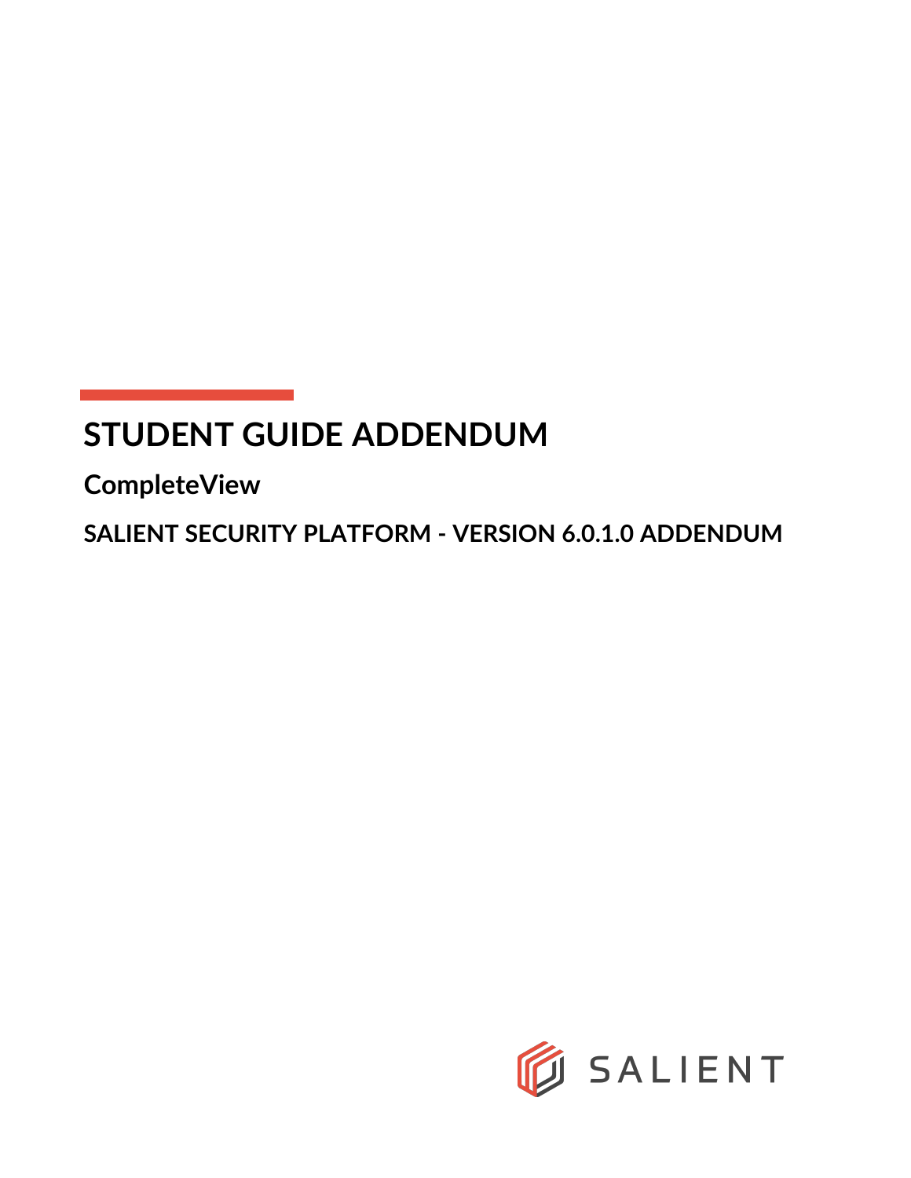# STUDENT GUIDE ADDENDUM

## CompleteView

### SALIENT SECURITY PLATFORM - VERSION 6.0.1.0 ADDENDUM

SALIENT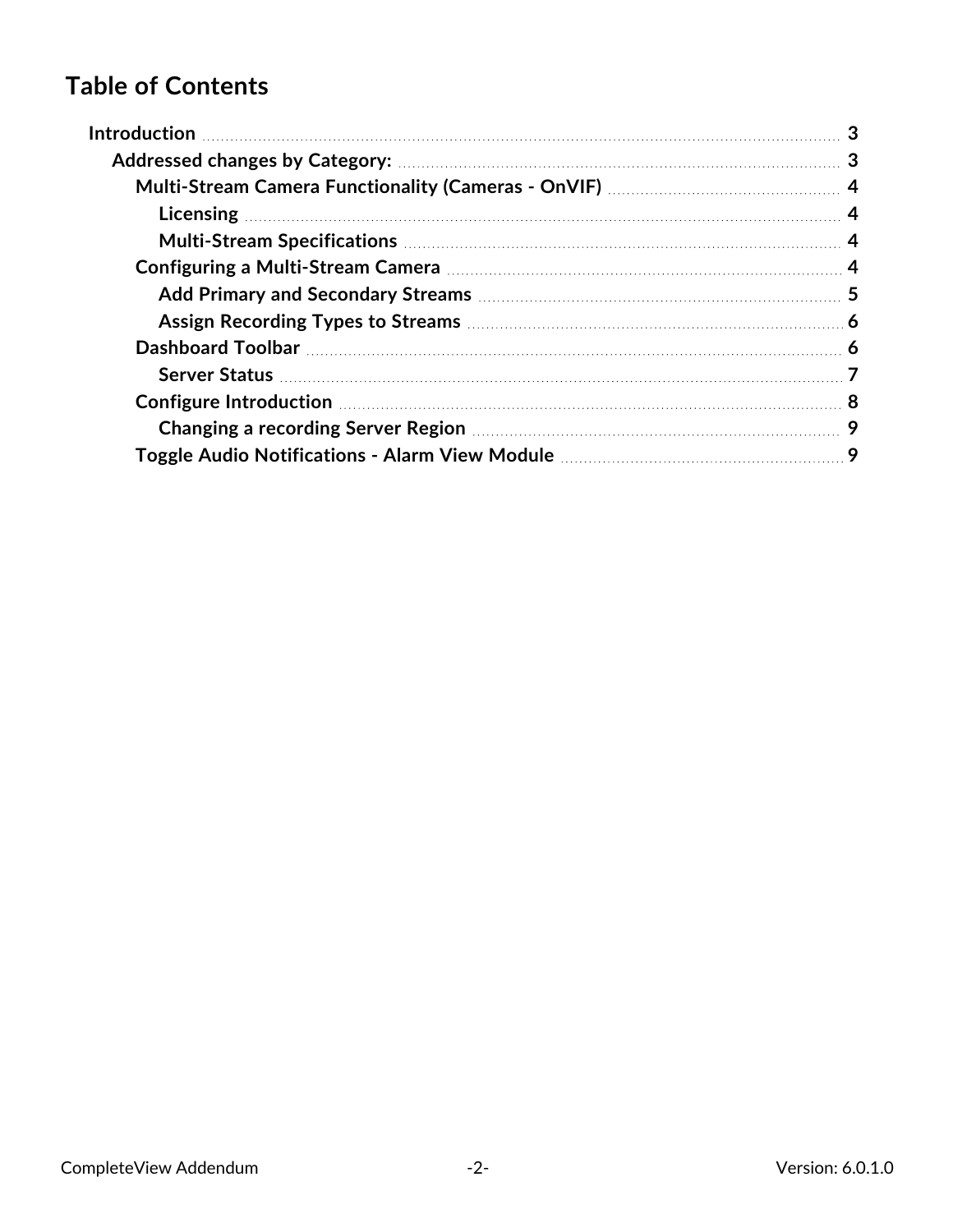# Table of Contents

- **Introduction** 3
  - **Addressed changes by Category:** 3
    - **Multi-Stream Camera Functionality (Cameras - OnVIF)** 4
      - **Licensing** 4
      - **Multi-Stream Specifications** 4
    - **Configuring a Multi-Stream Camera** 4
      - **Add Primary and Secondary Streams** 5
      - **Assign Recording Types to Streams** 6
    - **Dashboard Toolbar** 6
      - **Server Status** 7
    - **Configure Introduction** 8
      - **Changing a recording Server Region** 9
    - **Toggle Audio Notifications - Alarm View Module** 9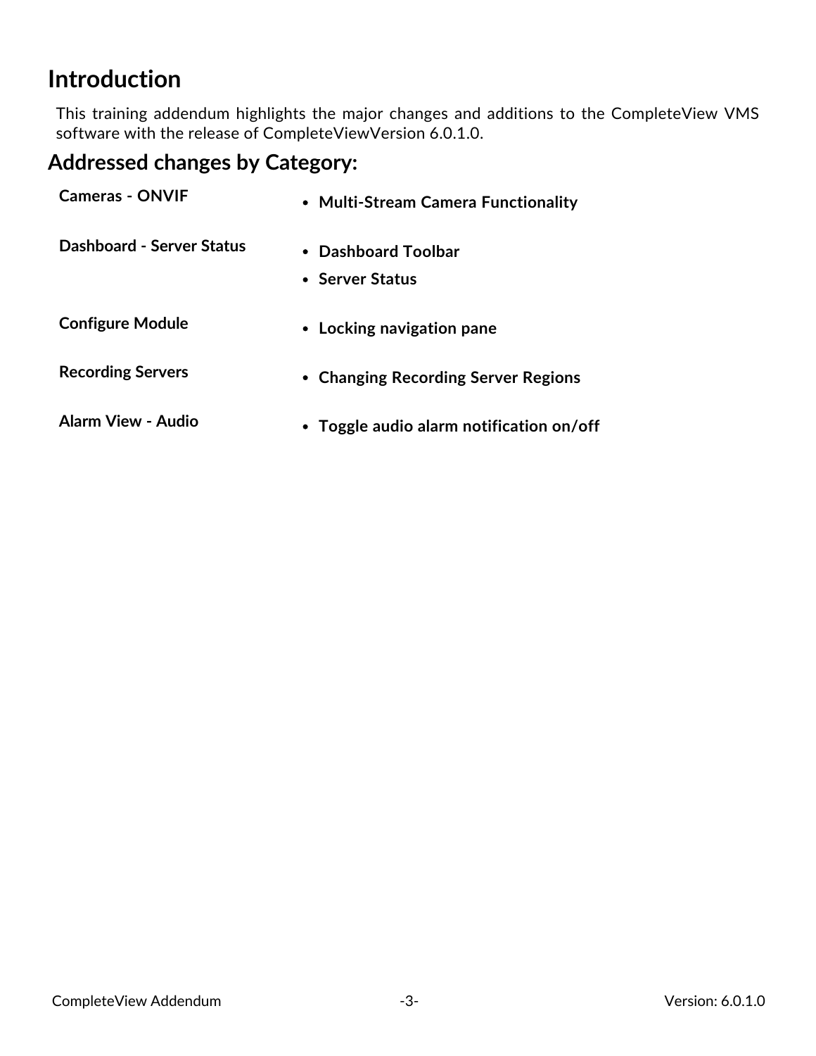# Introduction

This training addendum highlights the major changes and additions to the CompleteView VMS software with the release of CompleteViewVersion 6.0.1.0.

## Addressed changes by Category:

| Category | Changes |
|---|---|
| **Cameras - ONVIF** | • **Multi-Stream Camera Functionality** |
| **Dashboard - Server Status** | • **Dashboard Toolbar**<br>• **Server Status** |
| **Configure Module** | • **Locking navigation pane** |
| **Recording Servers** | • **Changing Recording Server Regions** |
| **Alarm View - Audio** | • **Toggle audio alarm notification on/off** |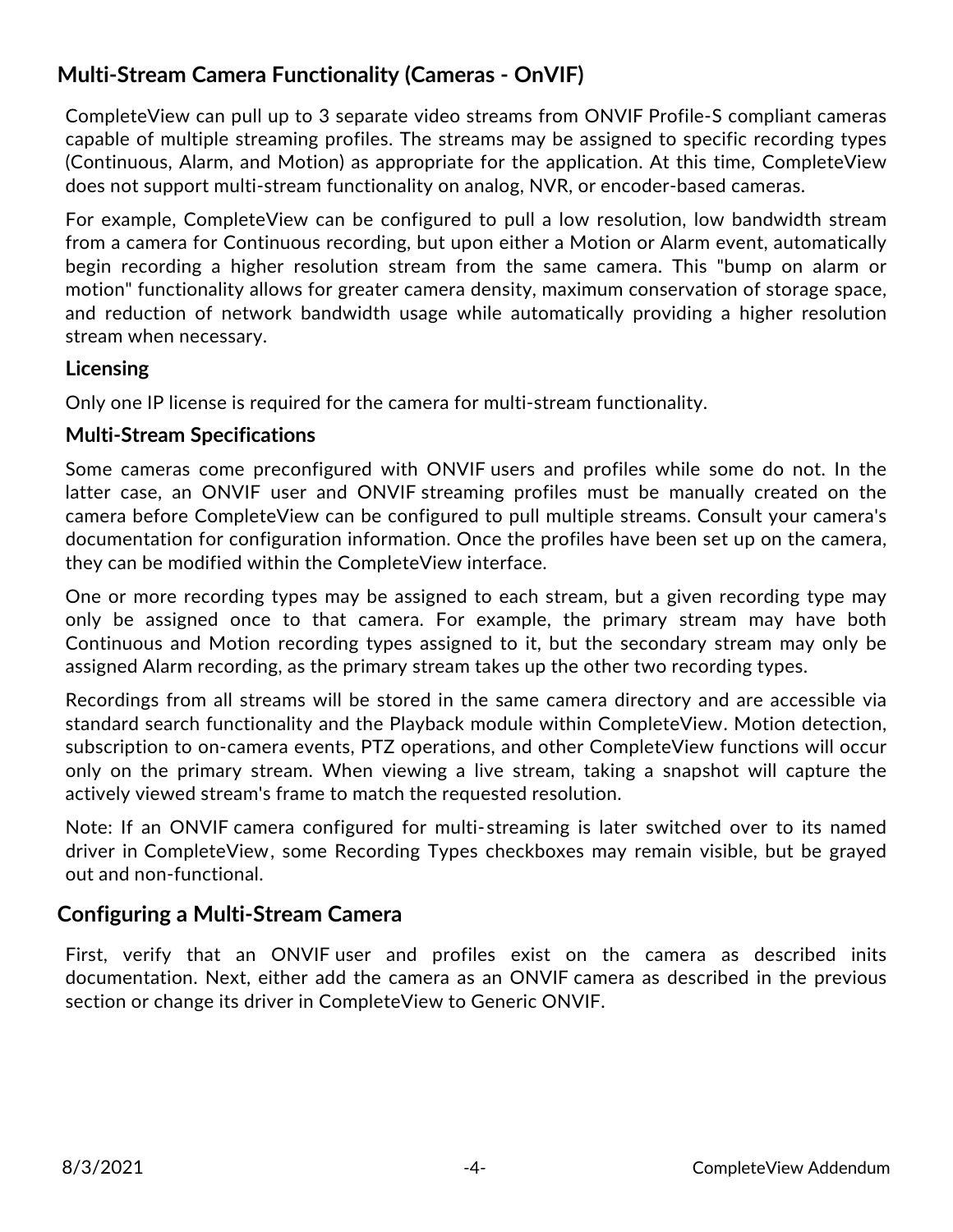## Multi-Stream Camera Functionality (Cameras - OnVIF)

CompleteView can pull up to 3 separate video streams from ONVIF Profile-S compliant cameras capable of multiple streaming profiles. The streams may be assigned to specific recording types (Continuous, Alarm, and Motion) as appropriate for the application. At this time, CompleteView does not support multi-stream functionality on analog, NVR, or encoder-based cameras.

For example, CompleteView can be configured to pull a low resolution, low bandwidth stream from a camera for Continuous recording, but upon either a Motion or Alarm event, automatically begin recording a higher resolution stream from the same camera. This "bump on alarm or motion" functionality allows for greater camera density, maximum conservation of storage space, and reduction of network bandwidth usage while automatically providing a higher resolution stream when necessary.

### Licensing

Only one IP license is required for the camera for multi-stream functionality.

### Multi-Stream Specifications

Some cameras come preconfigured with ONVIF users and profiles while some do not. In the latter case, an ONVIF user and ONVIF streaming profiles must be manually created on the camera before CompleteView can be configured to pull multiple streams. Consult your camera's documentation for configuration information. Once the profiles have been set up on the camera, they can be modified within the CompleteView interface.

One or more recording types may be assigned to each stream, but a given recording type may only be assigned once to that camera. For example, the primary stream may have both Continuous and Motion recording types assigned to it, but the secondary stream may only be assigned Alarm recording, as the primary stream takes up the other two recording types.

Recordings from all streams will be stored in the same camera directory and are accessible via standard search functionality and the Playback module within CompleteView. Motion detection, subscription to on-camera events, PTZ operations, and other CompleteView functions will occur only on the primary stream. When viewing a live stream, taking a snapshot will capture the actively viewed stream's frame to match the requested resolution.

Note: If an ONVIF camera configured for multi-streaming is later switched over to its named driver in CompleteView, some Recording Types checkboxes may remain visible, but be grayed out and non-functional.

## Configuring a Multi-Stream Camera

First, verify that an ONVIF user and profiles exist on the camera as described inits documentation. Next, either add the camera as an ONVIF camera as described in the previous section or change its driver in CompleteView to Generic ONVIF.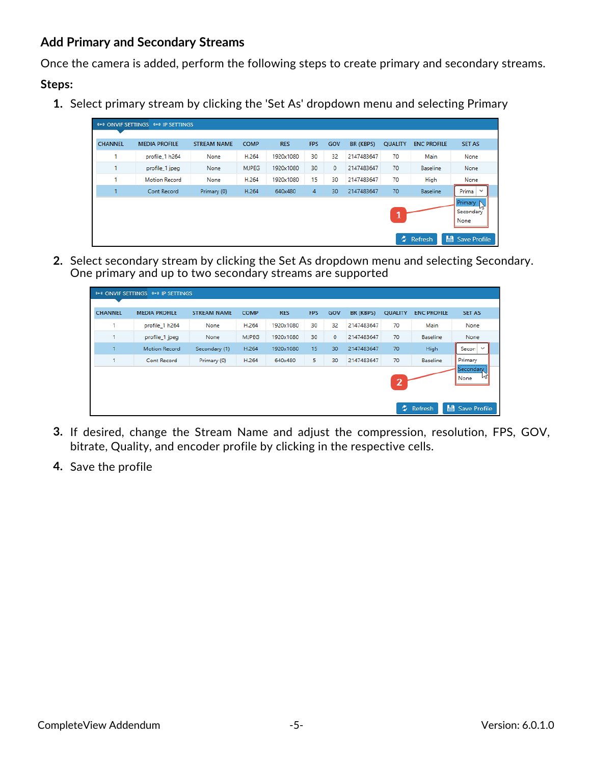## Add Primary and Secondary Streams

Once the camera is added, perform the following steps to create primary and secondary streams.

**Steps:**

1. Select primary stream by clicking the 'Set As' dropdown menu and selecting Primary

2. Select secondary stream by clicking the Set As dropdown menu and selecting Secondary. One primary and up to two secondary streams are supported

3. If desired, change the Stream Name and adjust the compression, resolution, FPS, GOV, bitrate, Quality, and encoder profile by clicking in the respective cells.

4. Save the profile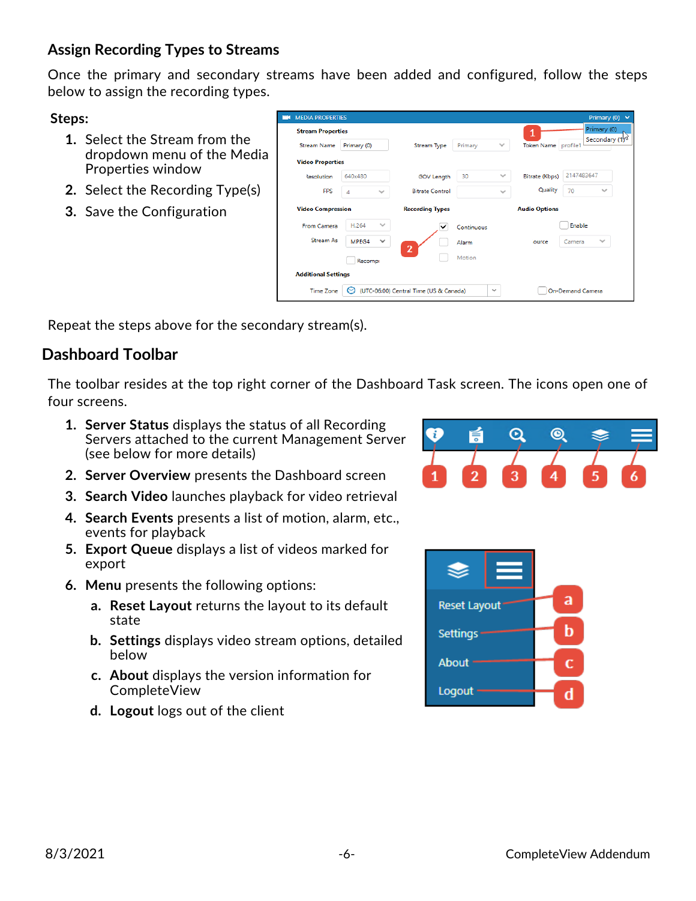## Assign Recording Types to Streams

Once the primary and secondary streams have been added and configured, follow the steps below to assign the recording types.

**Steps:**

1. Select the Stream from the dropdown menu of the Media Properties window
2. Select the Recording Type(s)
3. Save the Configuration

Repeat the steps above for the secondary stream(s).

## Dashboard Toolbar

The toolbar resides at the top right corner of the Dashboard Task screen. The icons open one of four screens.

1. **Server Status** displays the status of all Recording Servers attached to the current Management Server (see below for more details)
2. **Server Overview** presents the Dashboard screen
3. **Search Video** launches playback for video retrieval
4. **Search Events** presents a list of motion, alarm, etc., events for playback
5. **Export Queue** displays a list of videos marked for export
6. **Menu** presents the following options:
   a. **Reset Layout** returns the layout to its default state
   b. **Settings** displays video stream options, detailed below
   c. **About** displays the version information for CompleteView
   d. **Logout** logs out of the client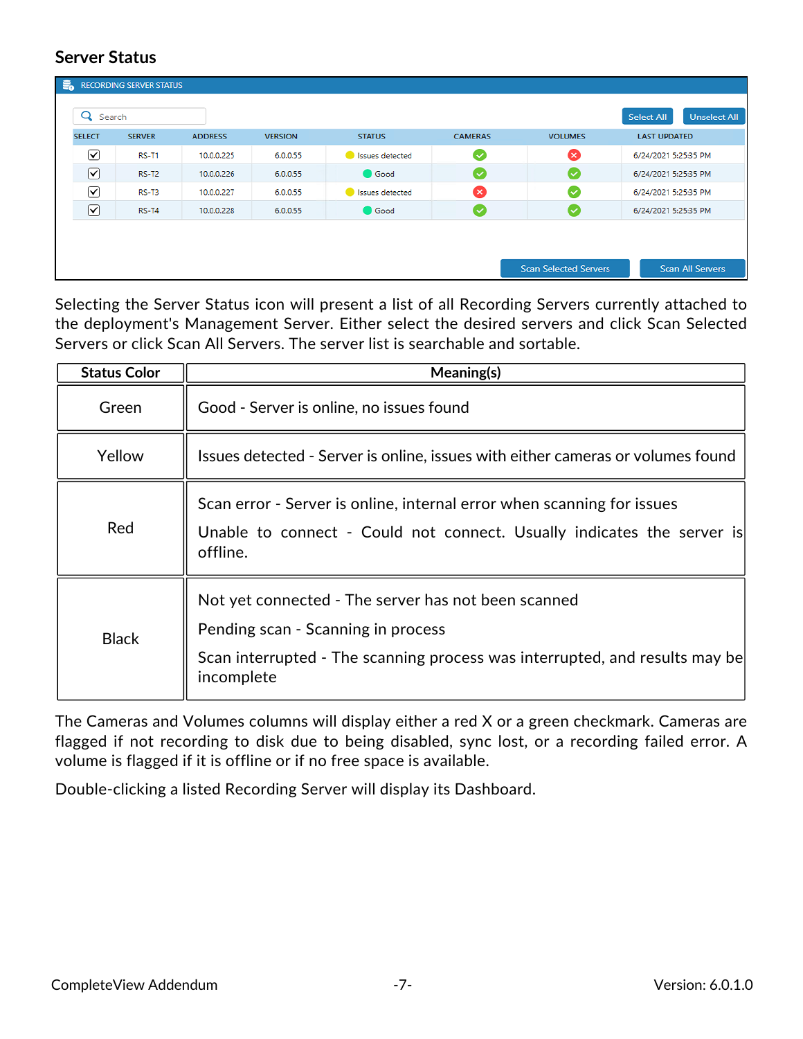## Server Status

RECORDING SERVER STATUS

Search

Select All | Unselect All

| SELECT | SERVER | ADDRESS | VERSION | STATUS | CAMERAS | VOLUMES | LAST UPDATED |
|---|---|---|---|---|---|---|---|
| ☑ | RS-T1 | 10.0.0.225 | 6.0.0.55 | Issues detected | ✓ | ✗ | 6/24/2021 5:25:35 PM |
| ☑ | RS-T2 | 10.0.0.226 | 6.0.0.55 | Good | ✓ | ✓ | 6/24/2021 5:25:35 PM |
| ☑ | RS-T3 | 10.0.0.227 | 6.0.0.55 | Issues detected | ✗ | ✓ | 6/24/2021 5:25:35 PM |
| ☑ | RS-T4 | 10.0.0.228 | 6.0.0.55 | Good | ✓ | ✓ | 6/24/2021 5:25:35 PM |

Scan Selected Servers | Scan All Servers

Selecting the Server Status icon will present a list of all Recording Servers currently attached to the deployment's Management Server. Either select the desired servers and click Scan Selected Servers or click Scan All Servers. The server list is searchable and sortable.

| Status Color | Meaning(s) |
|---|---|
| Green | Good - Server is online, no issues found |
| Yellow | Issues detected - Server is online, issues with either cameras or volumes found |
| Red | Scan error - Server is online, internal error when scanning for issues<br><br>Unable to connect - Could not connect. Usually indicates the server is offline. |
| Black | Not yet connected - The server has not been scanned<br><br>Pending scan - Scanning in process<br><br>Scan interrupted - The scanning process was interrupted, and results may be incomplete |

The Cameras and Volumes columns will display either a red X or a green checkmark. Cameras are flagged if not recording to disk due to being disabled, sync lost, or a recording failed error. A volume is flagged if it is offline or if no free space is available.

Double-clicking a listed Recording Server will display its Dashboard.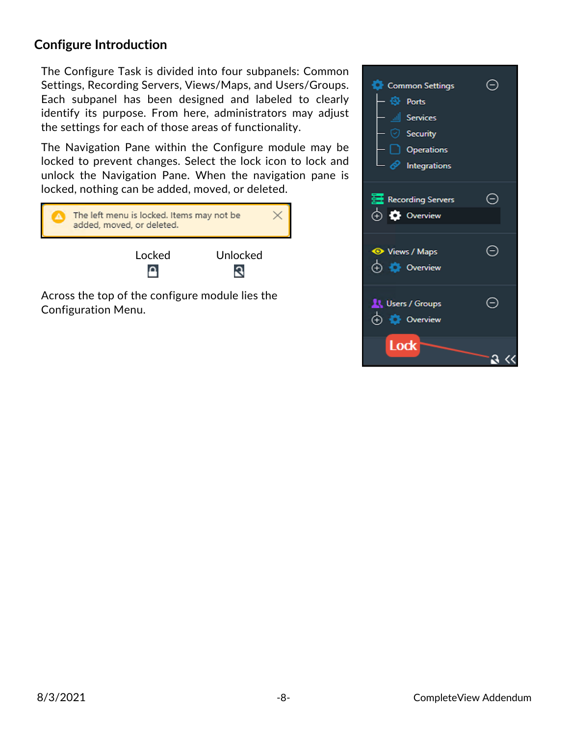## Configure Introduction

The Configure Task is divided into four subpanels: Common Settings, Recording Servers, Views/Maps, and Users/Groups. Each subpanel has been designed and labeled to clearly identify its purpose. From here, administrators may adjust the settings for each of those areas of functionality.

The Navigation Pane within the Configure module may be locked to prevent changes. Select the lock icon to lock and unlock the Navigation Pane. When the navigation pane is locked, nothing can be added, moved, or deleted.

The left menu is locked. Items may not be added, moved, or deleted.

Locked Unlocked

Across the top of the configure module lies the Configuration Menu.

Common Settings
- Ports
- Services
- Security
- Operations
- Integrations

Recording Servers
- Overview

Views / Maps
- Overview

Users / Groups
- Overview

Lock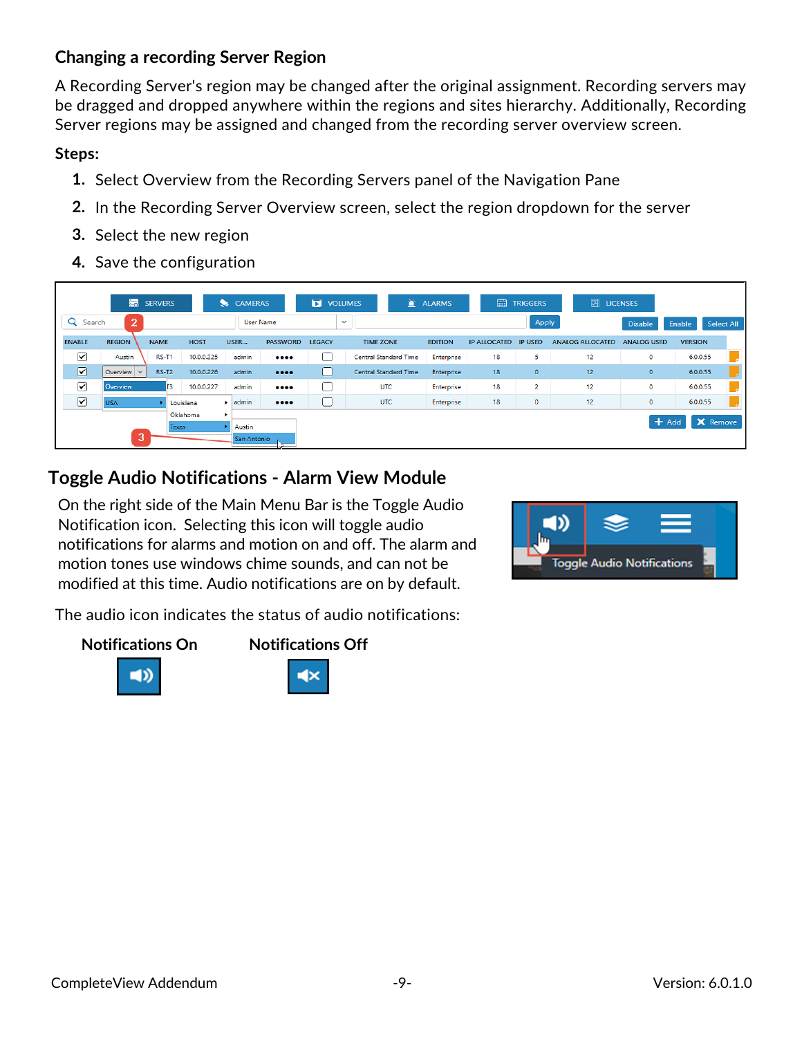### Changing a recording Server Region

A Recording Server's region may be changed after the original assignment. Recording servers may be dragged and dropped anywhere within the regions and sites hierarchy. Additionally, Recording Server regions may be assigned and changed from the recording server overview screen.

**Steps:**

1. Select Overview from the Recording Servers panel of the Navigation Pane
2. In the Recording Server Overview screen, select the region dropdown for the server
3. Select the new region
4. Save the configuration

## Toggle Audio Notifications - Alarm View Module

On the right side of the Main Menu Bar is the Toggle Audio Notification icon. Selecting this icon will toggle audio notifications for alarms and motion on and off. The alarm and motion tones use windows chime sounds, and can not be modified at this time. Audio notifications are on by default.

The audio icon indicates the status of audio notifications:

**Notifications On** **Notifications Off**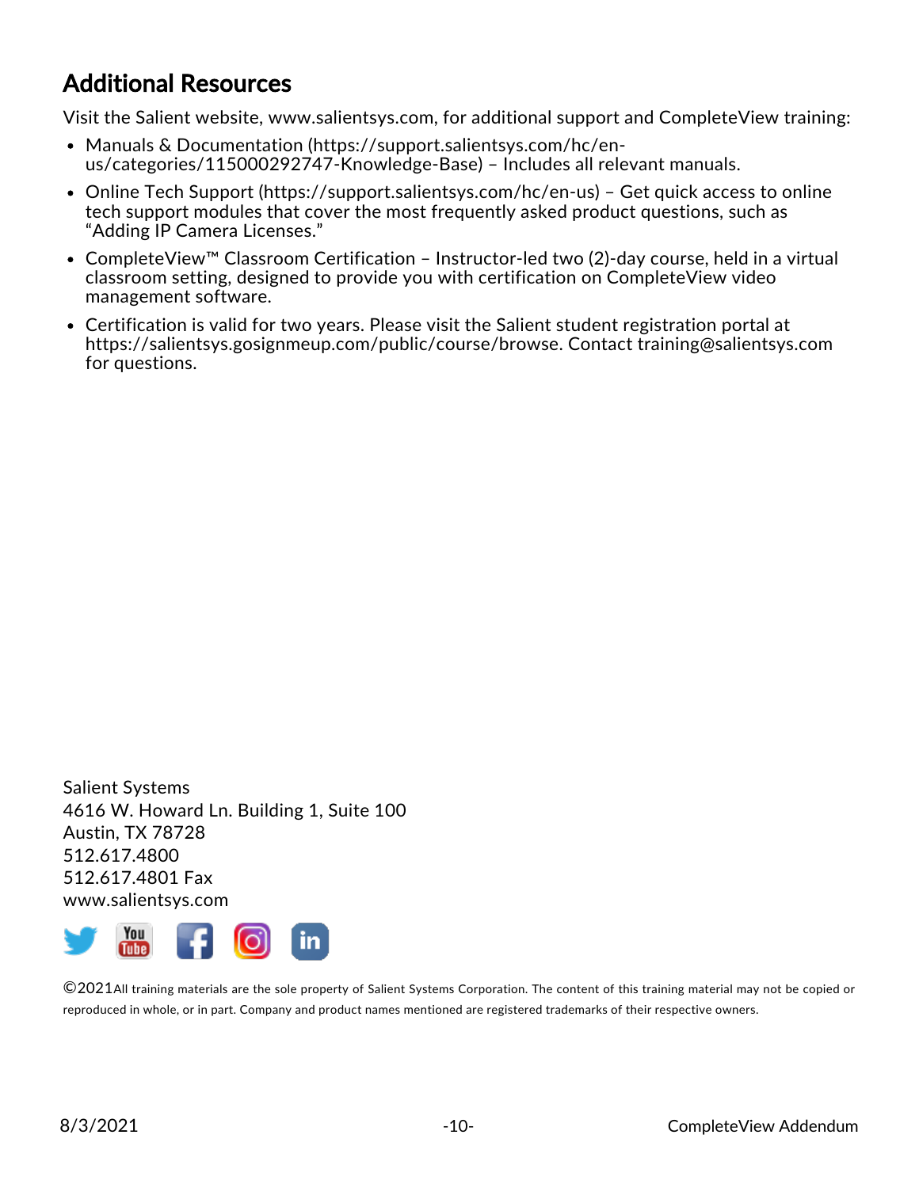## Additional Resources

Visit the Salient website, www.salientsys.com, for additional support and CompleteView training:

- Manuals & Documentation (https://support.salientsys.com/hc/en-us/categories/115000292747-Knowledge-Base) – Includes all relevant manuals.
- Online Tech Support (https://support.salientsys.com/hc/en-us) – Get quick access to online tech support modules that cover the most frequently asked product questions, such as "Adding IP Camera Licenses."
- CompleteView™ Classroom Certification – Instructor-led two (2)-day course, held in a virtual classroom setting, designed to provide you with certification on CompleteView video management software.
- Certification is valid for two years. Please visit the Salient student registration portal at https://salientsys.gosignmeup.com/public/course/browse. Contact training@salientsys.com for questions.

Salient Systems
4616 W. Howard Ln. Building 1, Suite 100
Austin, TX 78728
512.617.4800
512.617.4801 Fax
www.salientsys.com

©2021All training materials are the sole property of Salient Systems Corporation. The content of this training material may not be copied or reproduced in whole, or in part. Company and product names mentioned are registered trademarks of their respective owners.